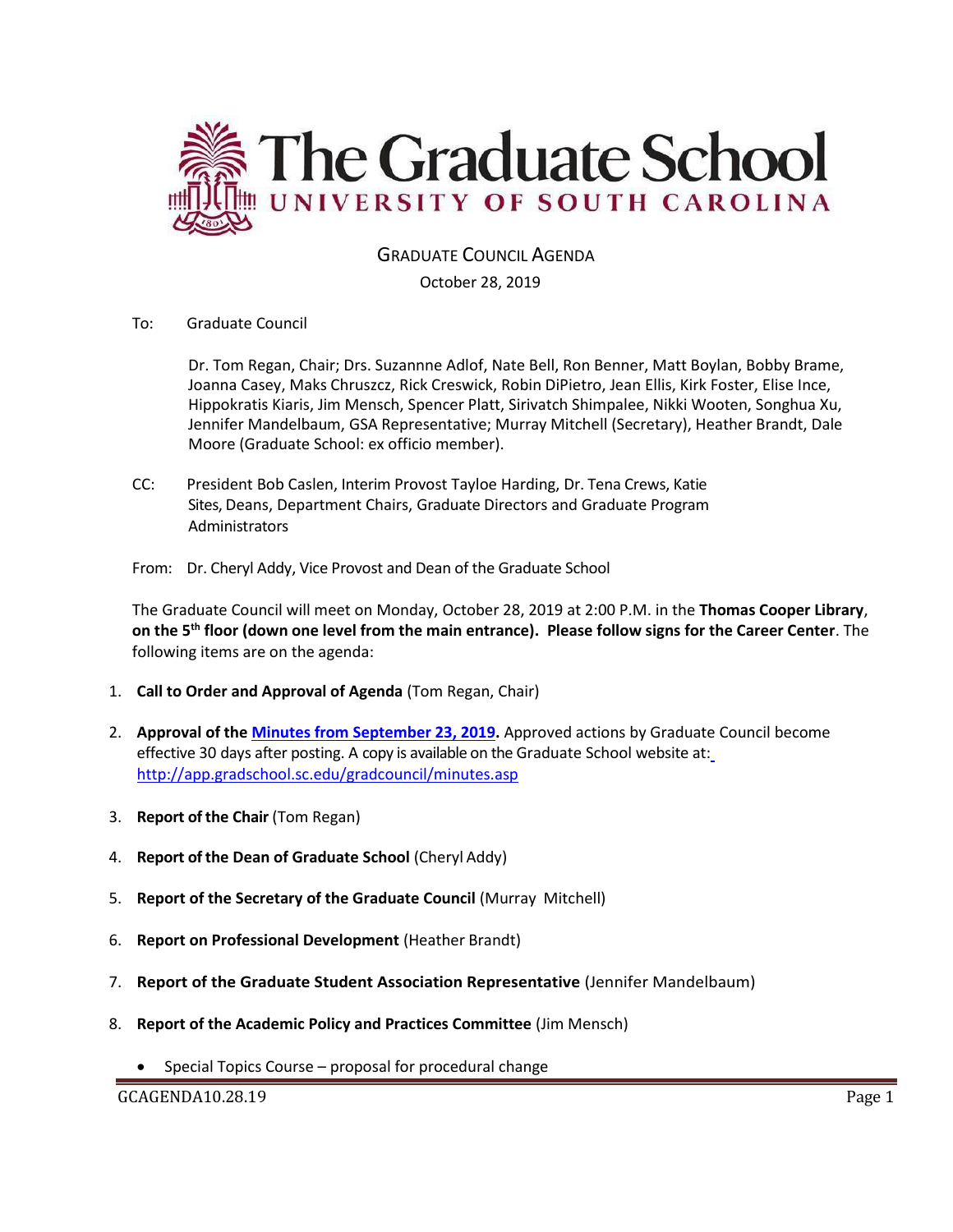# The Graduate School
## UNIVERSITY OF SOUTH CAROLINA

GRADUATE COUNCIL AGENDA

October 28, 2019

To: Graduate Council

Dr. Tom Regan, Chair; Drs. Suzannne Adlof, Nate Bell, Ron Benner, Matt Boylan, Bobby Brame, Joanna Casey, Maks Chruszcz, Rick Creswick, Robin DiPietro, Jean Ellis, Kirk Foster, Elise Ince, Hippokratis Kiaris, Jim Mensch, Spencer Platt, Sirivatch Shimpalee, Nikki Wooten, Songhua Xu, Jennifer Mandelbaum, GSA Representative; Murray Mitchell (Secretary), Heather Brandt, Dale Moore (Graduate School: ex officio member).

CC: President Bob Caslen, Interim Provost Tayloe Harding, Dr. Tena Crews, Katie Sites, Deans, Department Chairs, Graduate Directors and Graduate Program Administrators

From: Dr. Cheryl Addy, Vice Provost and Dean of the Graduate School

The Graduate Council will meet on Monday, October 28, 2019 at 2:00 P.M. in the **Thomas Cooper Library**, **on the 5th floor (down one level from the main entrance). Please follow signs for the Career Center**. The following items are on the agenda:

1. **Call to Order and Approval of Agenda** (Tom Regan, Chair)
2. **Approval of the Minutes from September 23, 2019.** Approved actions by Graduate Council become effective 30 days after posting. A copy is available on the Graduate School website at: http://app.gradschool.sc.edu/gradcouncil/minutes.asp
3. **Report of the Chair** (Tom Regan)
4. **Report of the Dean of Graduate School** (Cheryl Addy)
5. **Report of the Secretary of the Graduate Council** (Murray Mitchell)
6. **Report on Professional Development** (Heather Brandt)
7. **Report of the Graduate Student Association Representative** (Jennifer Mandelbaum)
8. **Report of the Academic Policy and Practices Committee** (Jim Mensch)
   - Special Topics Course – proposal for procedural change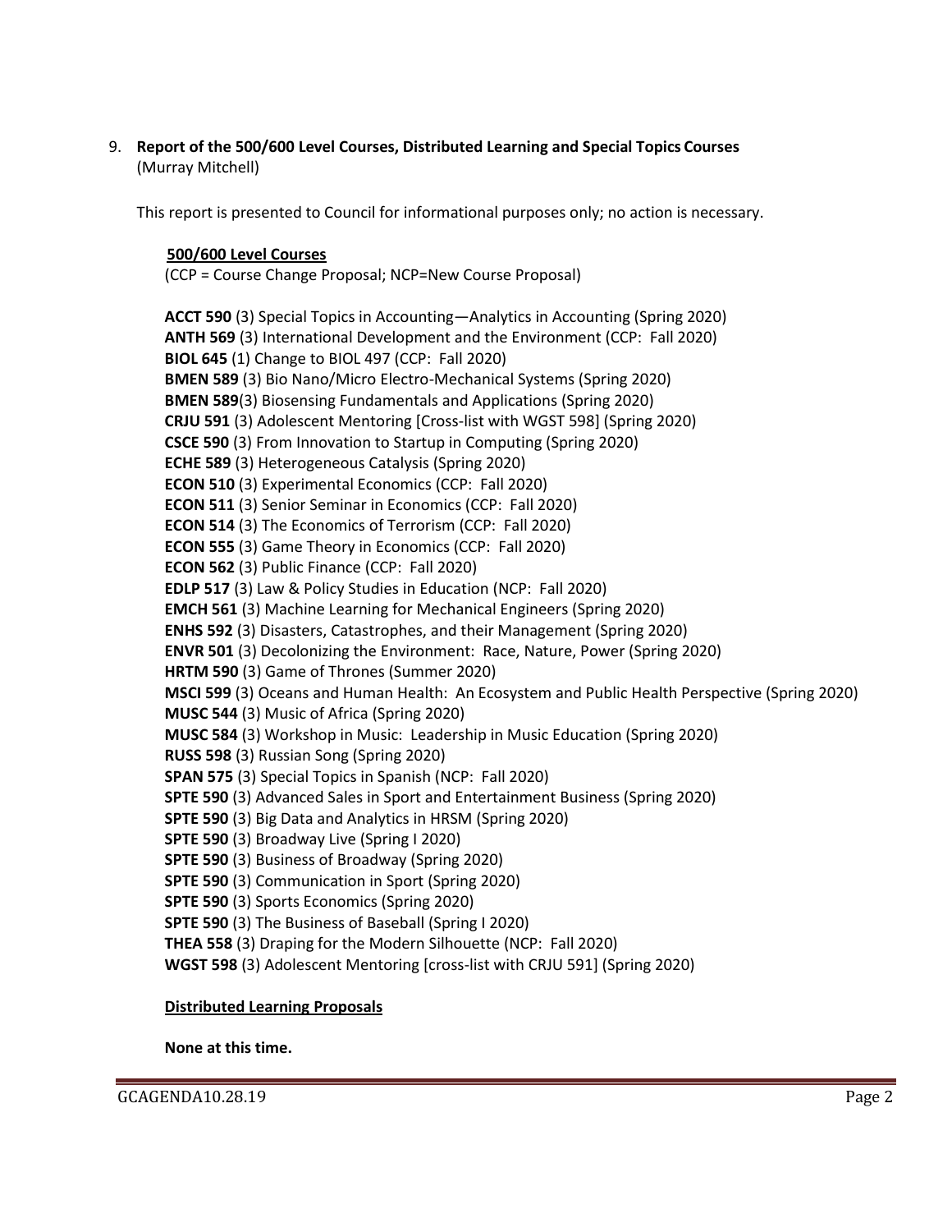9. **Report of the 500/600 Level Courses, Distributed Learning and Special Topics Courses** (Murray Mitchell)

This report is presented to Council for informational purposes only; no action is necessary.

**500/600 Level Courses**

(CCP = Course Change Proposal; NCP=New Course Proposal)

**ACCT 590** (3) Special Topics in Accounting—Analytics in Accounting (Spring 2020)
**ANTH 569** (3) International Development and the Environment (CCP: Fall 2020)
**BIOL 645** (1) Change to BIOL 497 (CCP: Fall 2020)
**BMEN 589** (3) Bio Nano/Micro Electro-Mechanical Systems (Spring 2020)
**BMEN 589**(3) Biosensing Fundamentals and Applications (Spring 2020)
**CRJU 591** (3) Adolescent Mentoring [Cross-list with WGST 598] (Spring 2020)
**CSCE 590** (3) From Innovation to Startup in Computing (Spring 2020)
**ECHE 589** (3) Heterogeneous Catalysis (Spring 2020)
**ECON 510** (3) Experimental Economics (CCP: Fall 2020)
**ECON 511** (3) Senior Seminar in Economics (CCP: Fall 2020)
**ECON 514** (3) The Economics of Terrorism (CCP: Fall 2020)
**ECON 555** (3) Game Theory in Economics (CCP: Fall 2020)
**ECON 562** (3) Public Finance (CCP: Fall 2020)
**EDLP 517** (3) Law & Policy Studies in Education (NCP: Fall 2020)
**EMCH 561** (3) Machine Learning for Mechanical Engineers (Spring 2020)
**ENHS 592** (3) Disasters, Catastrophes, and their Management (Spring 2020)
**ENVR 501** (3) Decolonizing the Environment: Race, Nature, Power (Spring 2020)
**HRTM 590** (3) Game of Thrones (Summer 2020)
**MSCI 599** (3) Oceans and Human Health: An Ecosystem and Public Health Perspective (Spring 2020)
**MUSC 544** (3) Music of Africa (Spring 2020)
**MUSC 584** (3) Workshop in Music: Leadership in Music Education (Spring 2020)
**RUSS 598** (3) Russian Song (Spring 2020)
**SPAN 575** (3) Special Topics in Spanish (NCP: Fall 2020)
**SPTE 590** (3) Advanced Sales in Sport and Entertainment Business (Spring 2020)
**SPTE 590** (3) Big Data and Analytics in HRSM (Spring 2020)
**SPTE 590** (3) Broadway Live (Spring I 2020)
**SPTE 590** (3) Business of Broadway (Spring 2020)
**SPTE 590** (3) Communication in Sport (Spring 2020)
**SPTE 590** (3) Sports Economics (Spring 2020)
**SPTE 590** (3) The Business of Baseball (Spring I 2020)
**THEA 558** (3) Draping for the Modern Silhouette (NCP: Fall 2020)
**WGST 598** (3) Adolescent Mentoring [cross-list with CRJU 591] (Spring 2020)

**Distributed Learning Proposals**

**None at this time.**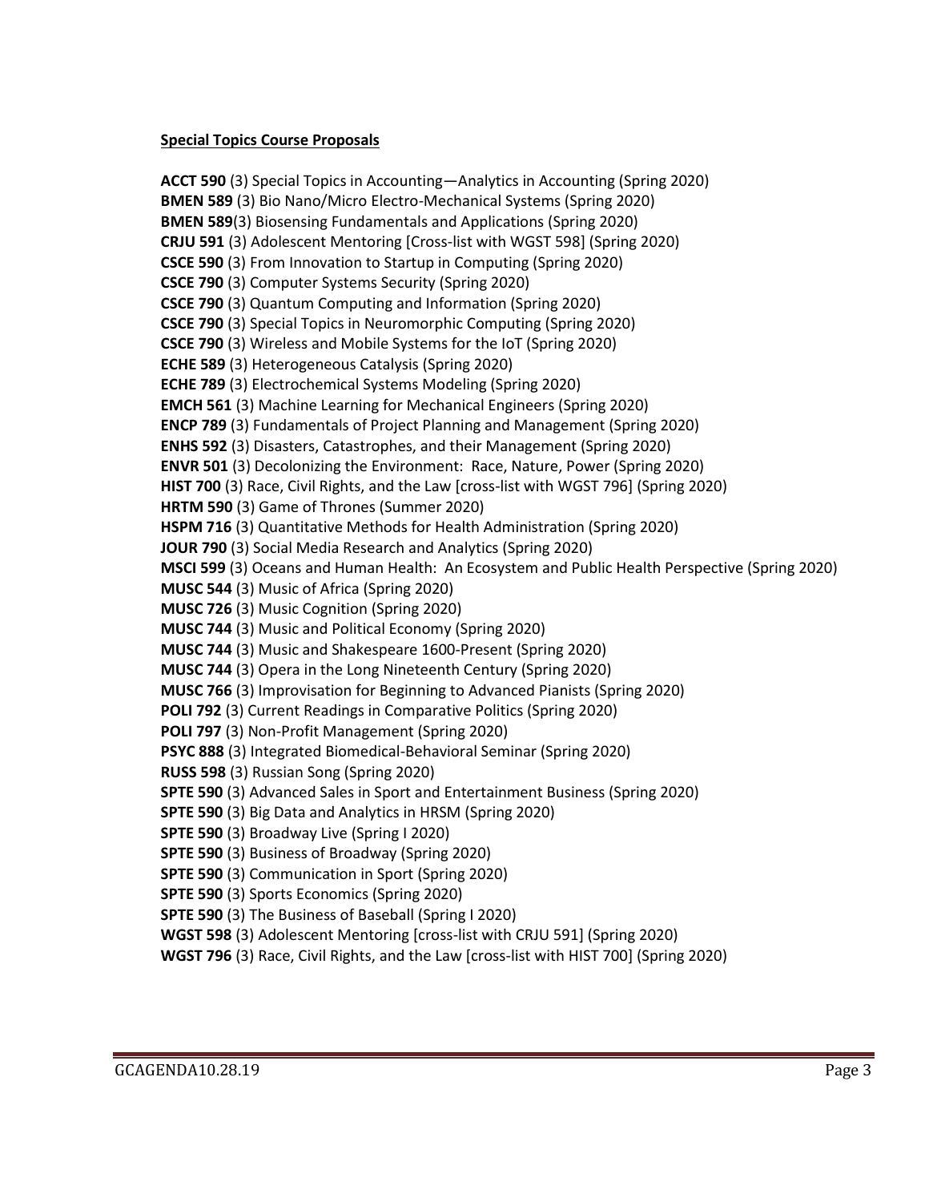**Special Topics Course Proposals**

**ACCT 590** (3) Special Topics in Accounting—Analytics in Accounting (Spring 2020)
**BMEN 589** (3) Bio Nano/Micro Electro-Mechanical Systems (Spring 2020)
**BMEN 589**(3) Biosensing Fundamentals and Applications (Spring 2020)
**CRJU 591** (3) Adolescent Mentoring [Cross-list with WGST 598] (Spring 2020)
**CSCE 590** (3) From Innovation to Startup in Computing (Spring 2020)
**CSCE 790** (3) Computer Systems Security (Spring 2020)
**CSCE 790** (3) Quantum Computing and Information (Spring 2020)
**CSCE 790** (3) Special Topics in Neuromorphic Computing (Spring 2020)
**CSCE 790** (3) Wireless and Mobile Systems for the IoT (Spring 2020)
**ECHE 589** (3) Heterogeneous Catalysis (Spring 2020)
**ECHE 789** (3) Electrochemical Systems Modeling (Spring 2020)
**EMCH 561** (3) Machine Learning for Mechanical Engineers (Spring 2020)
**ENCP 789** (3) Fundamentals of Project Planning and Management (Spring 2020)
**ENHS 592** (3) Disasters, Catastrophes, and their Management (Spring 2020)
**ENVR 501** (3) Decolonizing the Environment: Race, Nature, Power (Spring 2020)
**HIST 700** (3) Race, Civil Rights, and the Law [cross-list with WGST 796] (Spring 2020)
**HRTM 590** (3) Game of Thrones (Summer 2020)
**HSPM 716** (3) Quantitative Methods for Health Administration (Spring 2020)
**JOUR 790** (3) Social Media Research and Analytics (Spring 2020)
**MSCI 599** (3) Oceans and Human Health: An Ecosystem and Public Health Perspective (Spring 2020)
**MUSC 544** (3) Music of Africa (Spring 2020)
**MUSC 726** (3) Music Cognition (Spring 2020)
**MUSC 744** (3) Music and Political Economy (Spring 2020)
**MUSC 744** (3) Music and Shakespeare 1600-Present (Spring 2020)
**MUSC 744** (3) Opera in the Long Nineteenth Century (Spring 2020)
**MUSC 766** (3) Improvisation for Beginning to Advanced Pianists (Spring 2020)
**POLI 792** (3) Current Readings in Comparative Politics (Spring 2020)
**POLI 797** (3) Non-Profit Management (Spring 2020)
**PSYC 888** (3) Integrated Biomedical-Behavioral Seminar (Spring 2020)
**RUSS 598** (3) Russian Song (Spring 2020)
**SPTE 590** (3) Advanced Sales in Sport and Entertainment Business (Spring 2020)
**SPTE 590** (3) Big Data and Analytics in HRSM (Spring 2020)
**SPTE 590** (3) Broadway Live (Spring I 2020)
**SPTE 590** (3) Business of Broadway (Spring 2020)
**SPTE 590** (3) Communication in Sport (Spring 2020)
**SPTE 590** (3) Sports Economics (Spring 2020)
**SPTE 590** (3) The Business of Baseball (Spring I 2020)
**WGST 598** (3) Adolescent Mentoring [cross-list with CRJU 591] (Spring 2020)
**WGST 796** (3) Race, Civil Rights, and the Law [cross-list with HIST 700] (Spring 2020)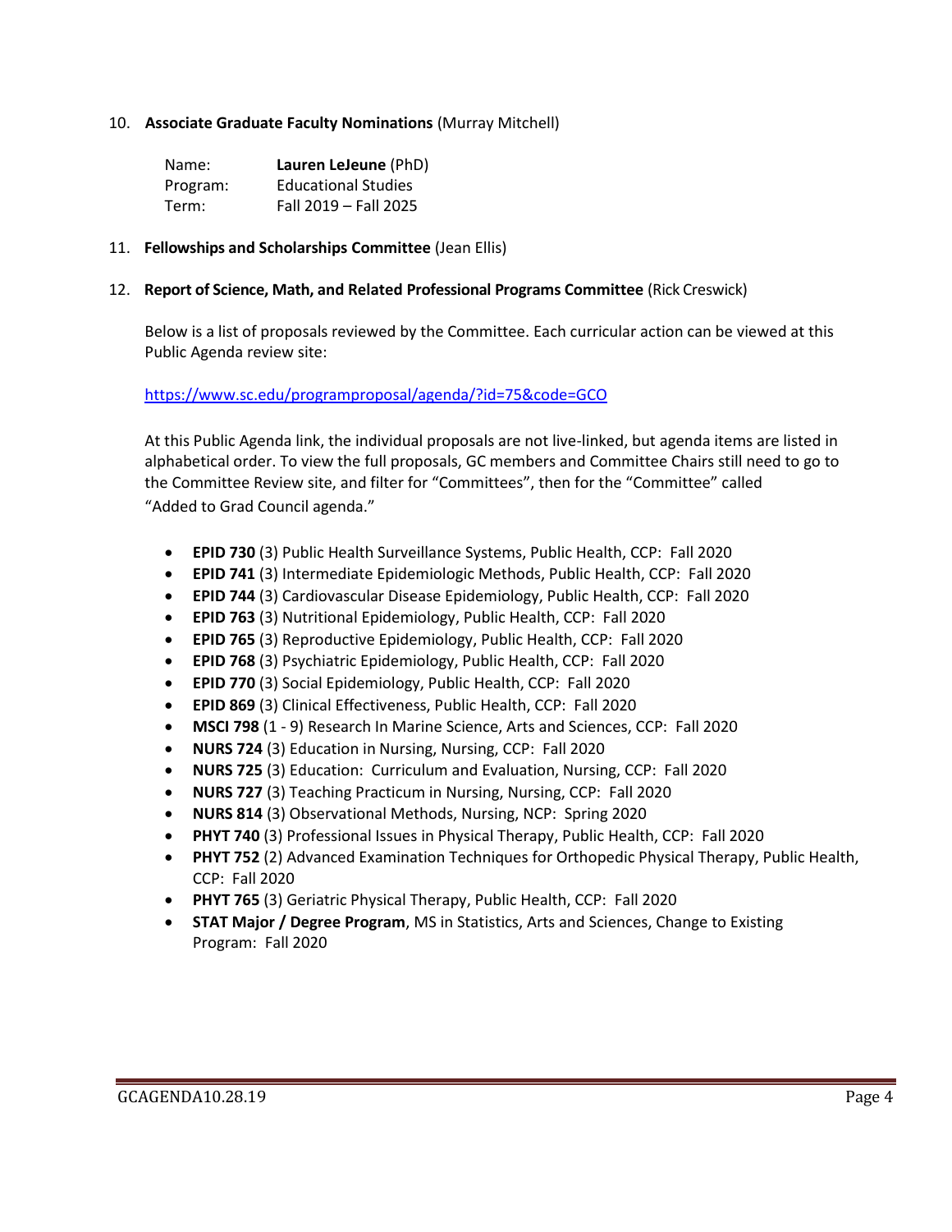10. **Associate Graduate Faculty Nominations** (Murray Mitchell)

| | |
|---|---|
| Name: | **Lauren LeJeune** (PhD) |
| Program: | Educational Studies |
| Term: | Fall 2019 – Fall 2025 |

11. **Fellowships and Scholarships Committee** (Jean Ellis)

12. **Report of Science, Math, and Related Professional Programs Committee** (Rick Creswick)

Below is a list of proposals reviewed by the Committee. Each curricular action can be viewed at this Public Agenda review site:

https://www.sc.edu/programproposal/agenda/?id=75&code=GCO

At this Public Agenda link, the individual proposals are not live-linked, but agenda items are listed in alphabetical order. To view the full proposals, GC members and Committee Chairs still need to go to the Committee Review site, and filter for "Committees", then for the "Committee" called "Added to Grad Council agenda."

- **EPID 730** (3) Public Health Surveillance Systems, Public Health, CCP: Fall 2020
- **EPID 741** (3) Intermediate Epidemiologic Methods, Public Health, CCP: Fall 2020
- **EPID 744** (3) Cardiovascular Disease Epidemiology, Public Health, CCP: Fall 2020
- **EPID 763** (3) Nutritional Epidemiology, Public Health, CCP: Fall 2020
- **EPID 765** (3) Reproductive Epidemiology, Public Health, CCP: Fall 2020
- **EPID 768** (3) Psychiatric Epidemiology, Public Health, CCP: Fall 2020
- **EPID 770** (3) Social Epidemiology, Public Health, CCP: Fall 2020
- **EPID 869** (3) Clinical Effectiveness, Public Health, CCP: Fall 2020
- **MSCI 798** (1 - 9) Research In Marine Science, Arts and Sciences, CCP: Fall 2020
- **NURS 724** (3) Education in Nursing, Nursing, CCP: Fall 2020
- **NURS 725** (3) Education: Curriculum and Evaluation, Nursing, CCP: Fall 2020
- **NURS 727** (3) Teaching Practicum in Nursing, Nursing, CCP: Fall 2020
- **NURS 814** (3) Observational Methods, Nursing, NCP: Spring 2020
- **PHYT 740** (3) Professional Issues in Physical Therapy, Public Health, CCP: Fall 2020
- **PHYT 752** (2) Advanced Examination Techniques for Orthopedic Physical Therapy, Public Health, CCP: Fall 2020
- **PHYT 765** (3) Geriatric Physical Therapy, Public Health, CCP: Fall 2020
- **STAT Major / Degree Program**, MS in Statistics, Arts and Sciences, Change to Existing Program: Fall 2020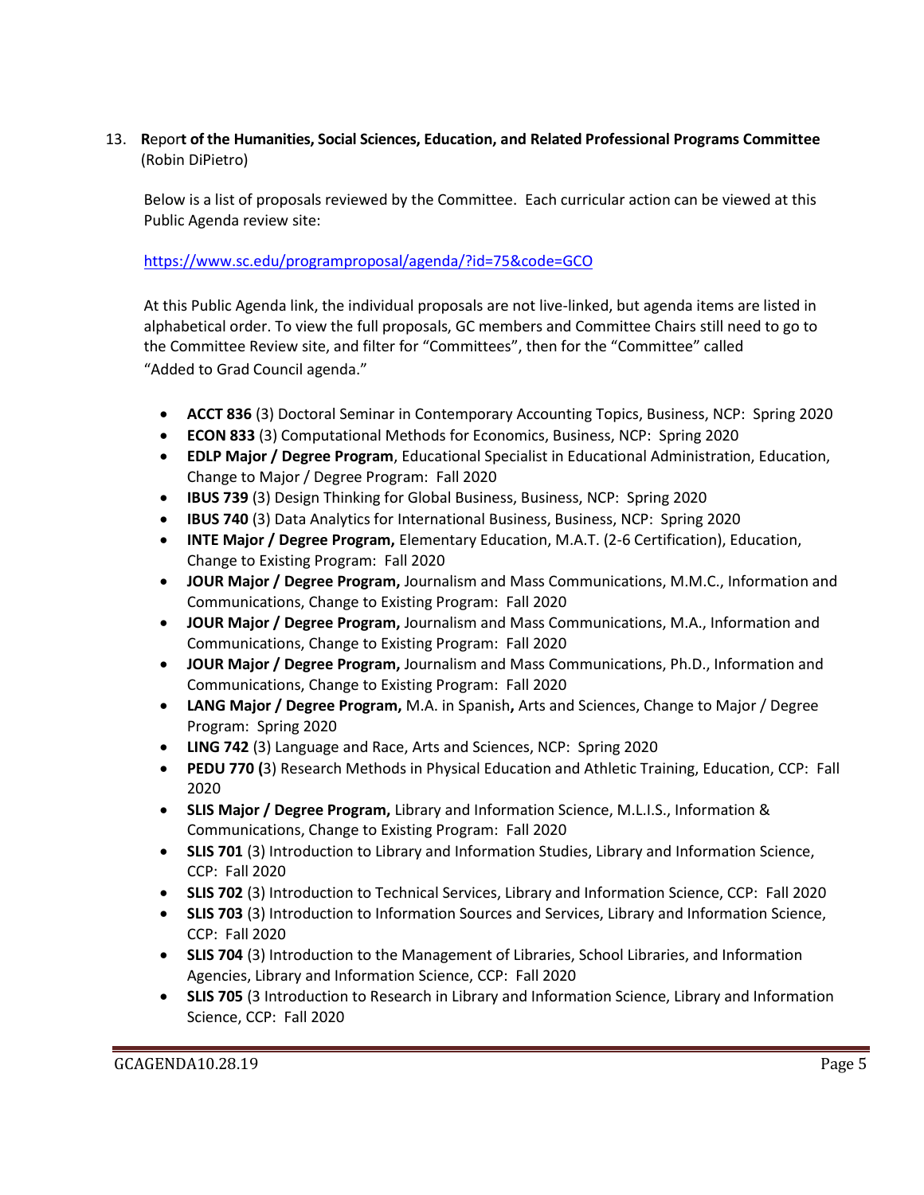13. **Report of the Humanities, Social Sciences, Education, and Related Professional Programs Committee** (Robin DiPietro)

Below is a list of proposals reviewed by the Committee. Each curricular action can be viewed at this Public Agenda review site:

https://www.sc.edu/programproposal/agenda/?id=75&code=GCO

At this Public Agenda link, the individual proposals are not live-linked, but agenda items are listed in alphabetical order. To view the full proposals, GC members and Committee Chairs still need to go to the Committee Review site, and filter for "Committees", then for the "Committee" called "Added to Grad Council agenda."

- **ACCT 836** (3) Doctoral Seminar in Contemporary Accounting Topics, Business, NCP: Spring 2020
- **ECON 833** (3) Computational Methods for Economics, Business, NCP: Spring 2020
- **EDLP Major / Degree Program**, Educational Specialist in Educational Administration, Education, Change to Major / Degree Program: Fall 2020
- **IBUS 739** (3) Design Thinking for Global Business, Business, NCP: Spring 2020
- **IBUS 740** (3) Data Analytics for International Business, Business, NCP: Spring 2020
- **INTE Major / Degree Program,** Elementary Education, M.A.T. (2-6 Certification), Education, Change to Existing Program: Fall 2020
- **JOUR Major / Degree Program,** Journalism and Mass Communications, M.M.C., Information and Communications, Change to Existing Program: Fall 2020
- **JOUR Major / Degree Program,** Journalism and Mass Communications, M.A., Information and Communications, Change to Existing Program: Fall 2020
- **JOUR Major / Degree Program,** Journalism and Mass Communications, Ph.D., Information and Communications, Change to Existing Program: Fall 2020
- **LANG Major / Degree Program,** M.A. in Spanish**,** Arts and Sciences, Change to Major / Degree Program: Spring 2020
- **LING 742** (3) Language and Race, Arts and Sciences, NCP: Spring 2020
- **PEDU 770 (**3) Research Methods in Physical Education and Athletic Training, Education, CCP: Fall 2020
- **SLIS Major / Degree Program,** Library and Information Science, M.L.I.S., Information & Communications, Change to Existing Program: Fall 2020
- **SLIS 701** (3) Introduction to Library and Information Studies, Library and Information Science, CCP: Fall 2020
- **SLIS 702** (3) Introduction to Technical Services, Library and Information Science, CCP: Fall 2020
- **SLIS 703** (3) Introduction to Information Sources and Services, Library and Information Science, CCP: Fall 2020
- **SLIS 704** (3) Introduction to the Management of Libraries, School Libraries, and Information Agencies, Library and Information Science, CCP: Fall 2020
- **SLIS 705** (3 Introduction to Research in Library and Information Science, Library and Information Science, CCP: Fall 2020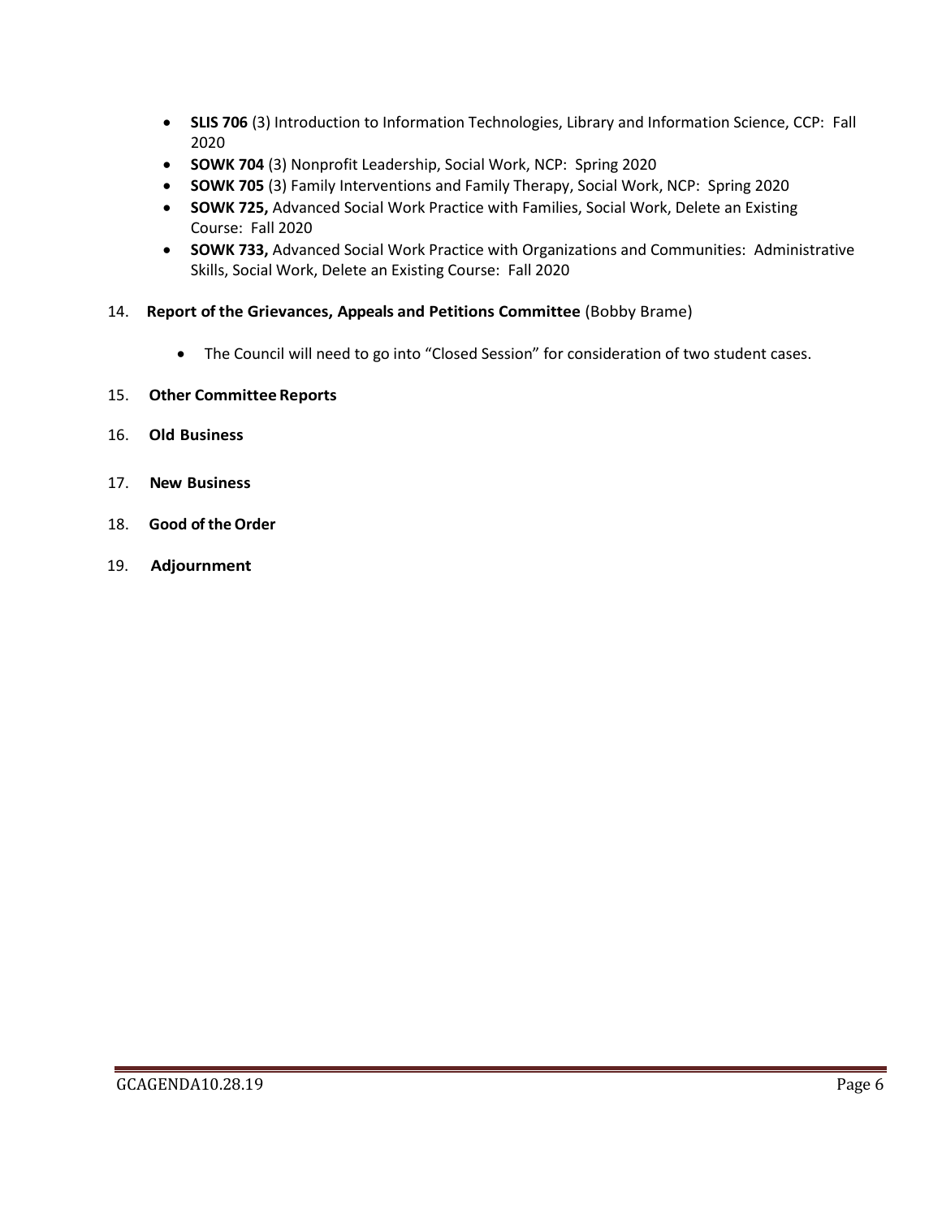- **SLIS 706** (3) Introduction to Information Technologies, Library and Information Science, CCP: Fall 2020
- **SOWK 704** (3) Nonprofit Leadership, Social Work, NCP: Spring 2020
- **SOWK 705** (3) Family Interventions and Family Therapy, Social Work, NCP: Spring 2020
- **SOWK 725,** Advanced Social Work Practice with Families, Social Work, Delete an Existing Course: Fall 2020
- **SOWK 733,** Advanced Social Work Practice with Organizations and Communities: Administrative Skills, Social Work, Delete an Existing Course: Fall 2020

14. **Report of the Grievances, Appeals and Petitions Committee** (Bobby Brame)

    - The Council will need to go into "Closed Session" for consideration of two student cases.

15. **Other Committee Reports**

16. **Old Business**

17. **New Business**

18. **Good of the Order**

19. **Adjournment**